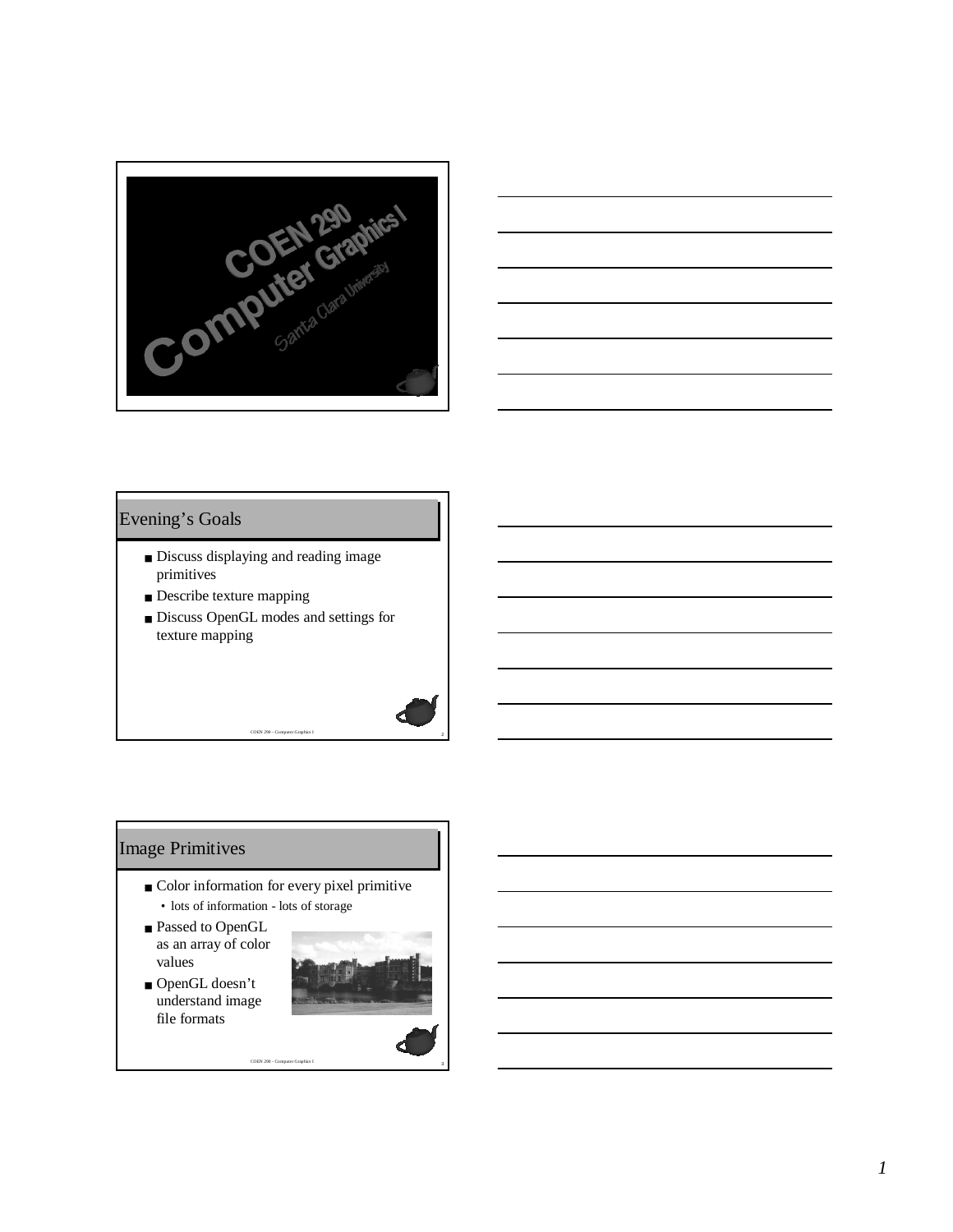# COEN 290 Computer Graphics I

Santa Clara University

## Evening's Goals

- Discuss displaying and reading image primitives
- Describe texture mapping
- Discuss OpenGL modes and settings for texture mapping

## Image Primitives

- Color information for every pixel primitive
  - lots of information - lots of storage
- Passed to OpenGL as an array of color values
- OpenGL doesn't understand image file formats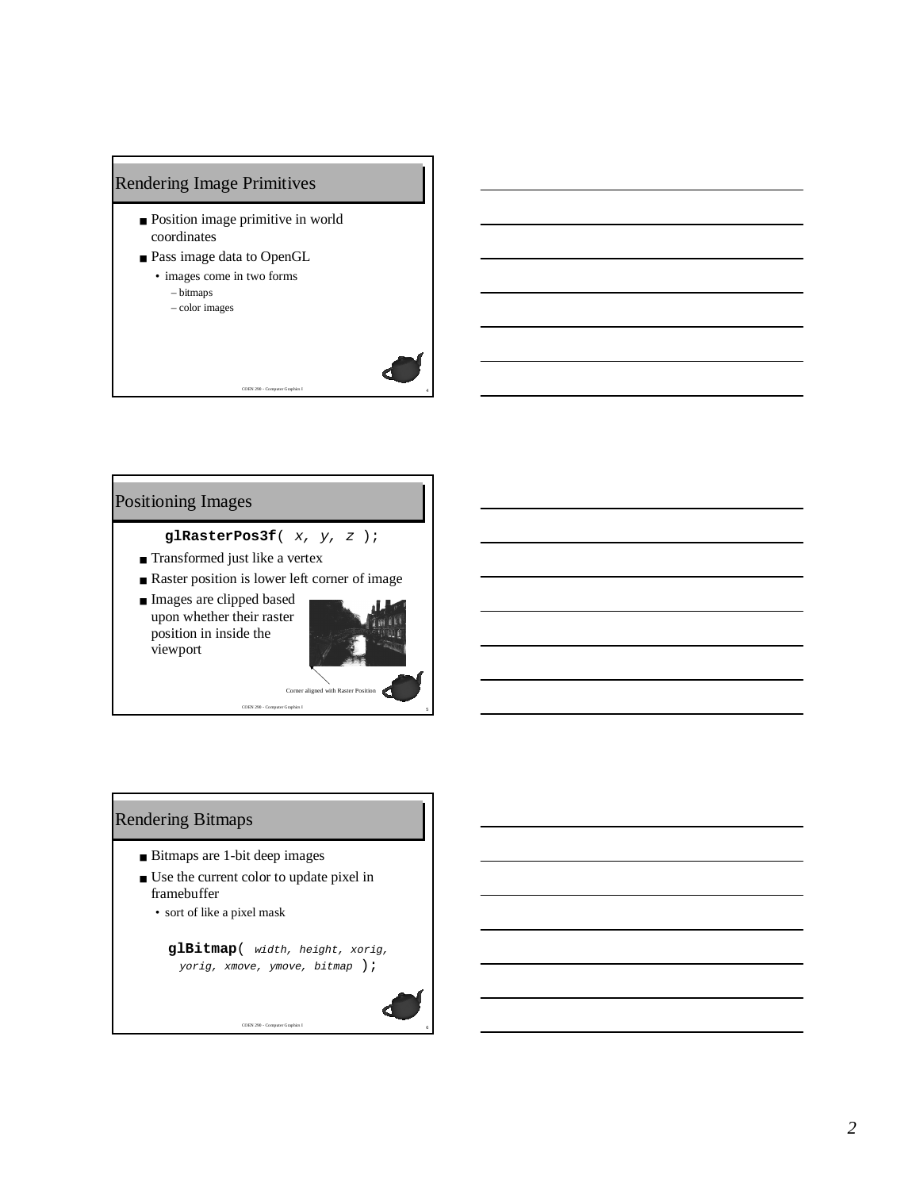## Rendering Image Primitives

- Position image primitive in world coordinates
- Pass image data to OpenGL
  - images come in two forms
    - bitmaps
    - color images

## Positioning Images

```
glRasterPos3f( x, y, z );
```

- Transformed just like a vertex
- Raster position is lower left corner of image
- Images are clipped based upon whether their raster position in inside the viewport

Corner aligned with Raster Position

## Rendering Bitmaps

- Bitmaps are 1-bit deep images
- Use the current color to update pixel in framebuffer
  - sort of like a pixel mask

```
glBitmap( width, height, xorig,
  yorig, xmove, ymove, bitmap );
```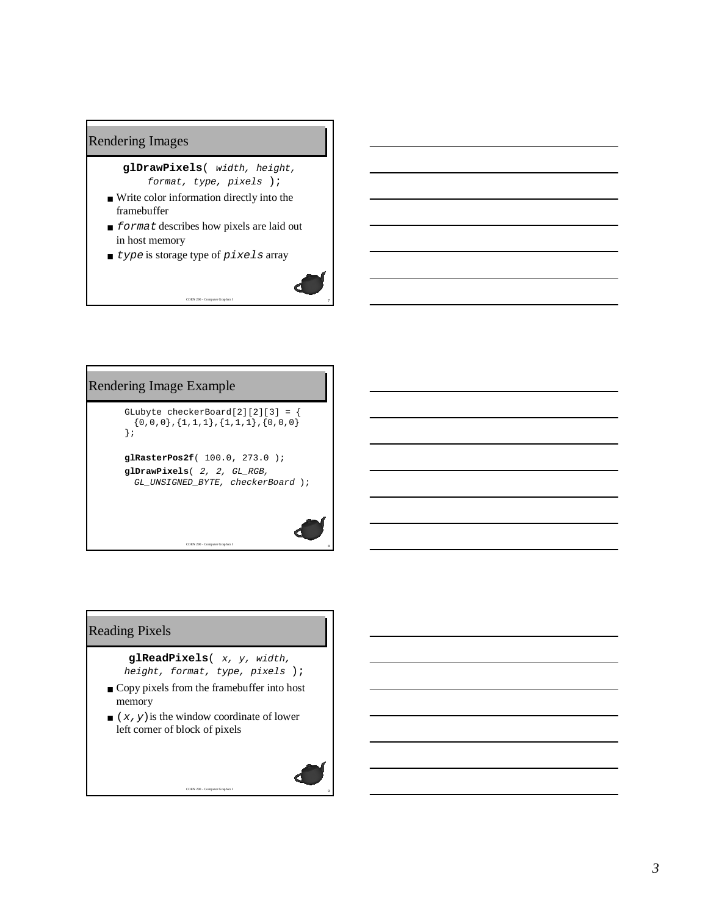## Rendering Images

```
glDrawPixels( width, height,
    format, type, pixels );
```

- Write color information directly into the framebuffer
- `format` describes how pixels are laid out in host memory
- `type` is storage type of `pixels` array

## Rendering Image Example

```
GLubyte checkerBoard[2][2][3] = {
  {0,0,0},{1,1,1},{1,1,1},{0,0,0}
};

glRasterPos2f( 100.0, 273.0 );
glDrawPixels( 2, 2, GL_RGB,
  GL_UNSIGNED_BYTE, checkerBoard );
```

## Reading Pixels

```
glReadPixels( x, y, width,
  height, format, type, pixels );
```

- Copy pixels from the framebuffer into host memory
- `(x,y)` is the window coordinate of lower left corner of block of pixels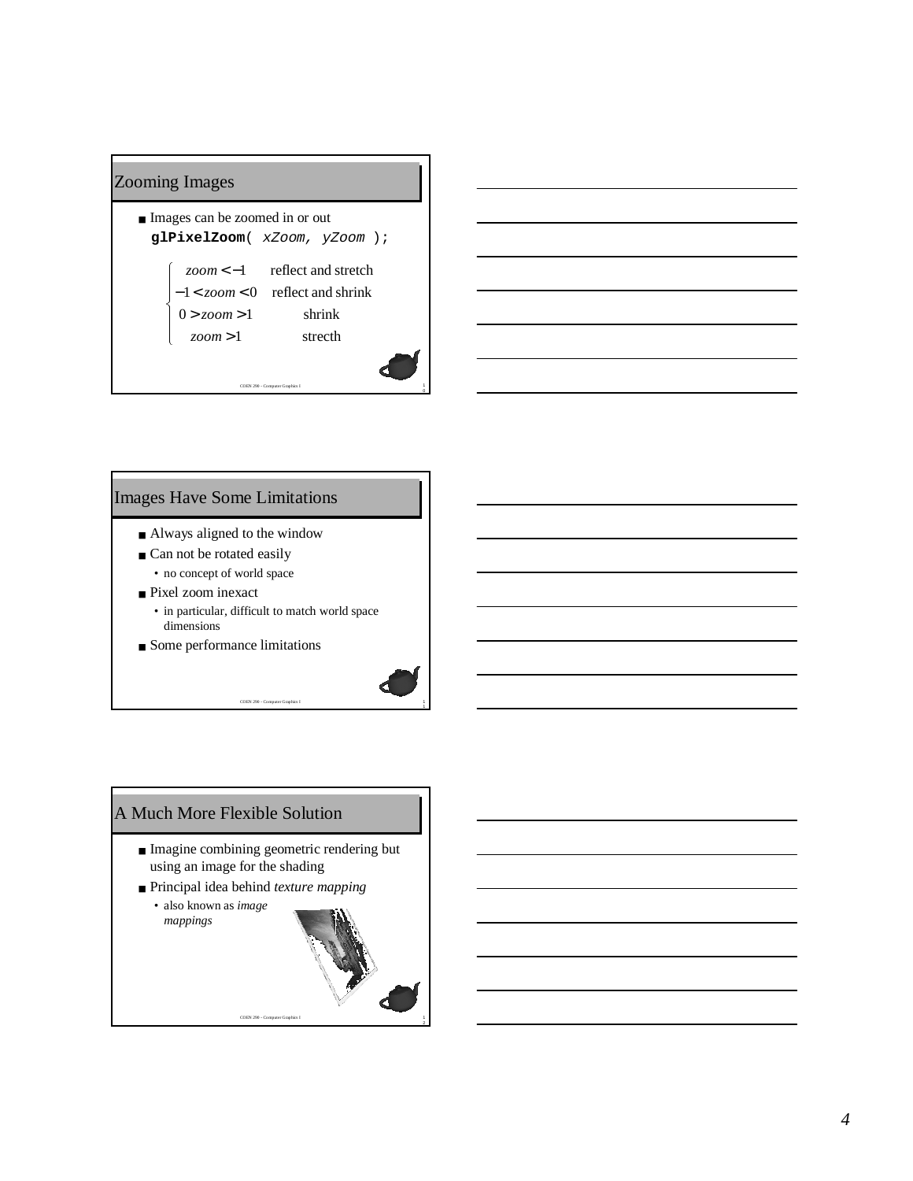## Zooming Images

- Images can be zoomed in or out

```
glPixelZoom( xZoom, yZoom );
```

$$\begin{cases} zoom < -1 & \text{reflect and stretch} \\ -1 < zoom < 0 & \text{reflect and shrink} \\ 0 > zoom > 1 & \text{shrink} \\ zoom > 1 & \text{strecth} \end{cases}$$

## Images Have Some Limitations

- Always aligned to the window
- Can not be rotated easily
  - no concept of world space
- Pixel zoom inexact
  - in particular, difficult to match world space dimensions
- Some performance limitations

## A Much More Flexible Solution

- Imagine combining geometric rendering but using an image for the shading
- Principal idea behind *texture mapping*
  - also known as *image mappings*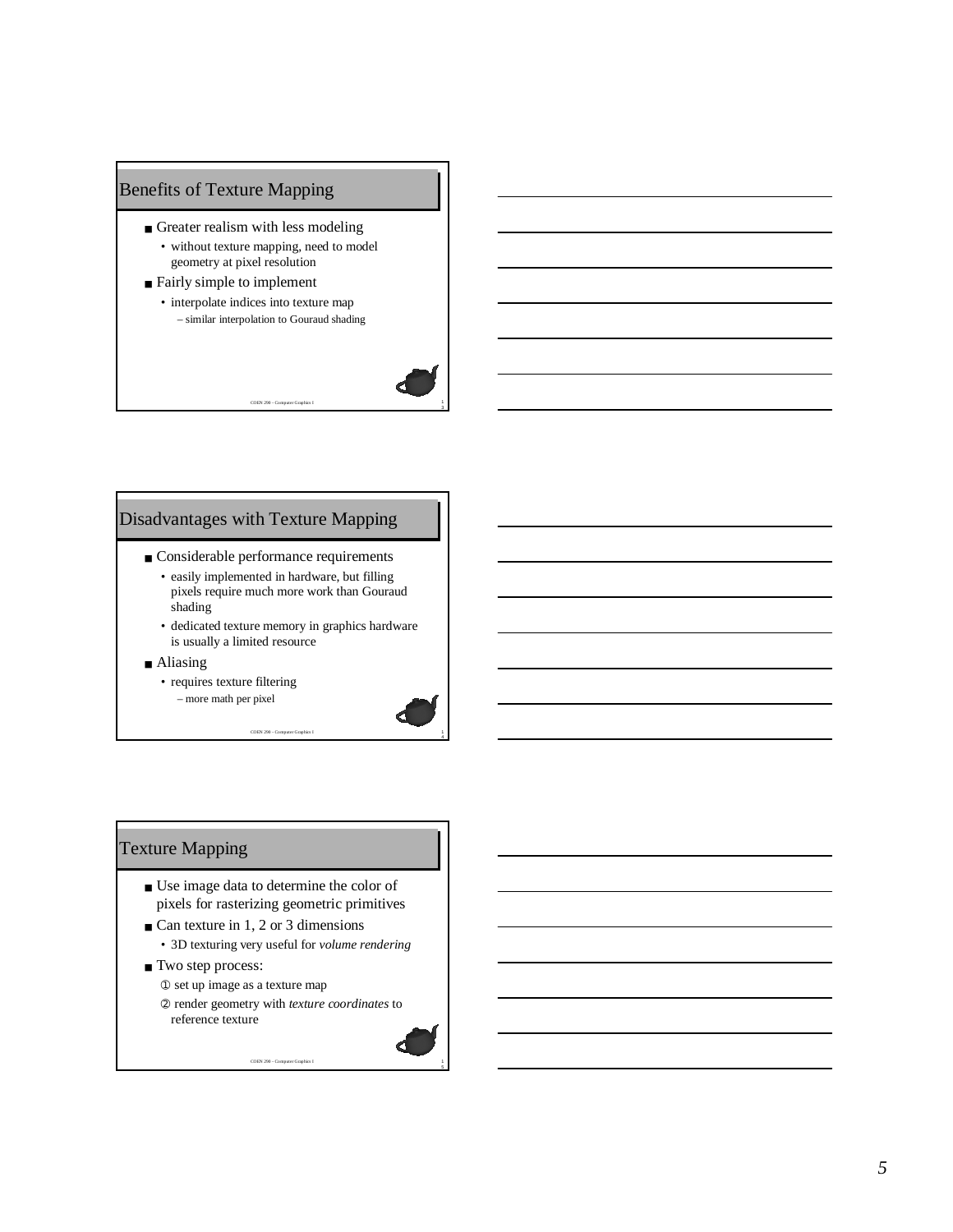## Benefits of Texture Mapping

- Greater realism with less modeling
  - without texture mapping, need to model geometry at pixel resolution
- Fairly simple to implement
  - interpolate indices into texture map
    - similar interpolation to Gouraud shading

## Disadvantages with Texture Mapping

- Considerable performance requirements
  - easily implemented in hardware, but filling pixels require much more work than Gouraud shading
  - dedicated texture memory in graphics hardware is usually a limited resource
- Aliasing
  - requires texture filtering
    - more math per pixel

## Texture Mapping

- Use image data to determine the color of pixels for rasterizing geometric primitives
- Can texture in 1, 2 or 3 dimensions
  - 3D texturing very useful for *volume rendering*
- Two step process:
  1. set up image as a texture map
  2. render geometry with *texture coordinates* to reference texture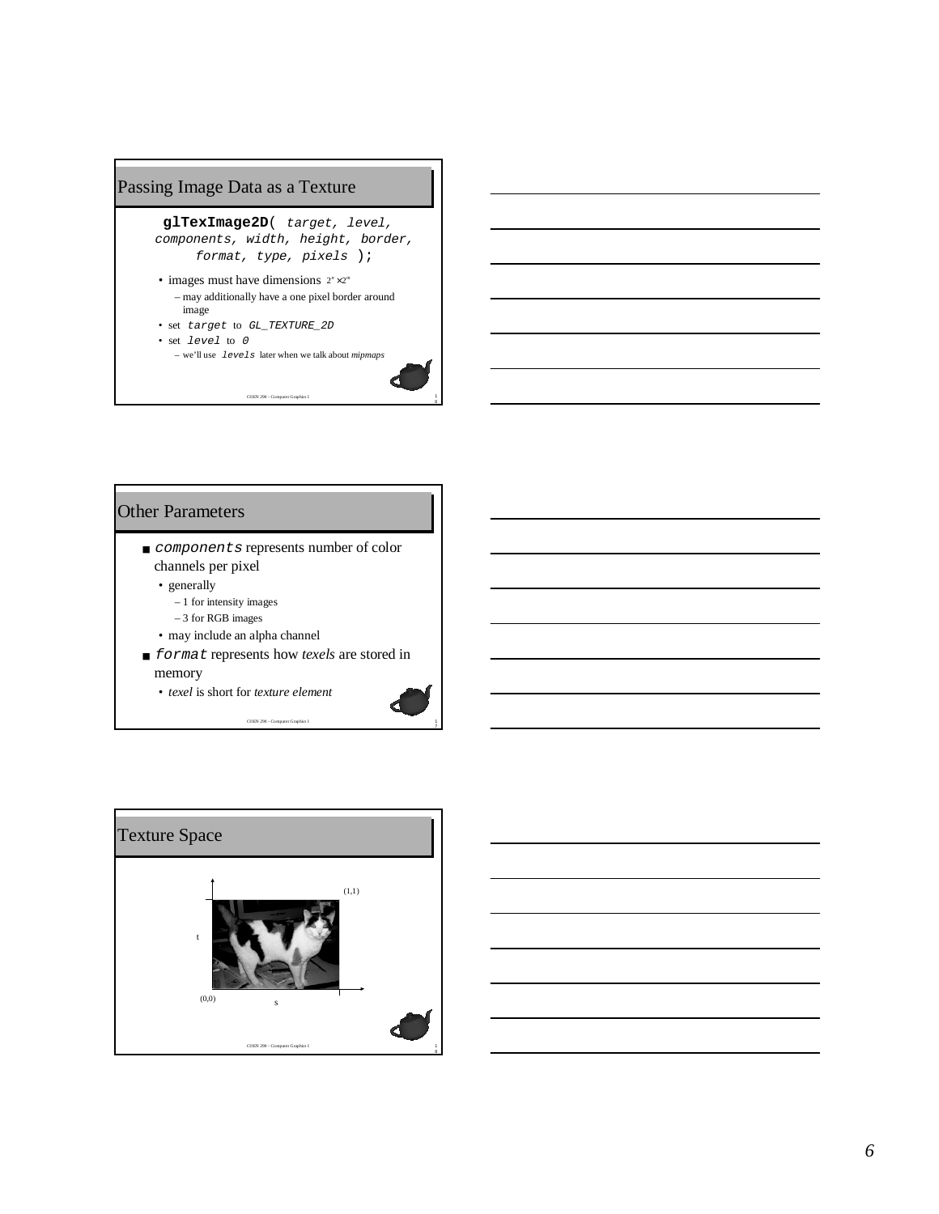## Passing Image Data as a Texture

```
glTexImage2D( target, level,
components, width, height, border,
format, type, pixels );
```

- images must have dimensions $2^n \times 2^m$
  - may additionally have a one pixel border around image
- set `target` to `GL_TEXTURE_2D`
- set `level` to `0`
  - we'll use `levels` later when we talk about *mipmaps*

COEN 290 - Computer Graphics I

## Other Parameters

- `components` represents number of color channels per pixel
  - generally
    - 1 for intensity images
    - 3 for RGB images
  - may include an alpha channel
- `format` represents how *texels* are stored in memory
  - *texel* is short for *texture element*

COEN 290 - Computer Graphics I

## Texture Space

(1,1)

t

(0,0)

s

COEN 290 - Computer Graphics I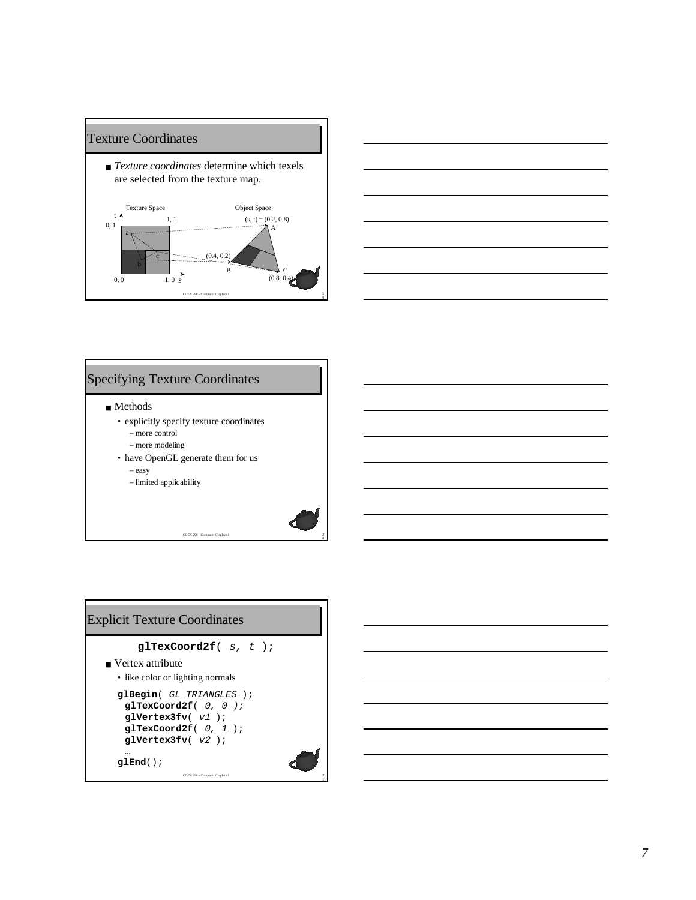## Texture Coordinates

- *Texture coordinates* determine which texels are selected from the texture map.

Texture Space — Object Space

t, s; 0, 1; 1, 1; 0, 0; 1, 0; a; b; c

(s, t) = (0.2, 0.8) A

(0.4, 0.2) B

C (0.8, 0.4)

## Specifying Texture Coordinates

- Methods
  - explicitly specify texture coordinates
    - more control
    - more modeling
  - have OpenGL generate them for us
    - easy
    - limited applicability

## Explicit Texture Coordinates

```
glTexCoord2f( s, t );
```

- Vertex attribute
  - like color or lighting normals

```
glBegin( GL_TRIANGLES );
  glTexCoord2f( 0, 0 );
  glVertex3fv( v1 );
  glTexCoord2f( 0, 1 );
  glVertex3fv( v2 );
  …
glEnd();
```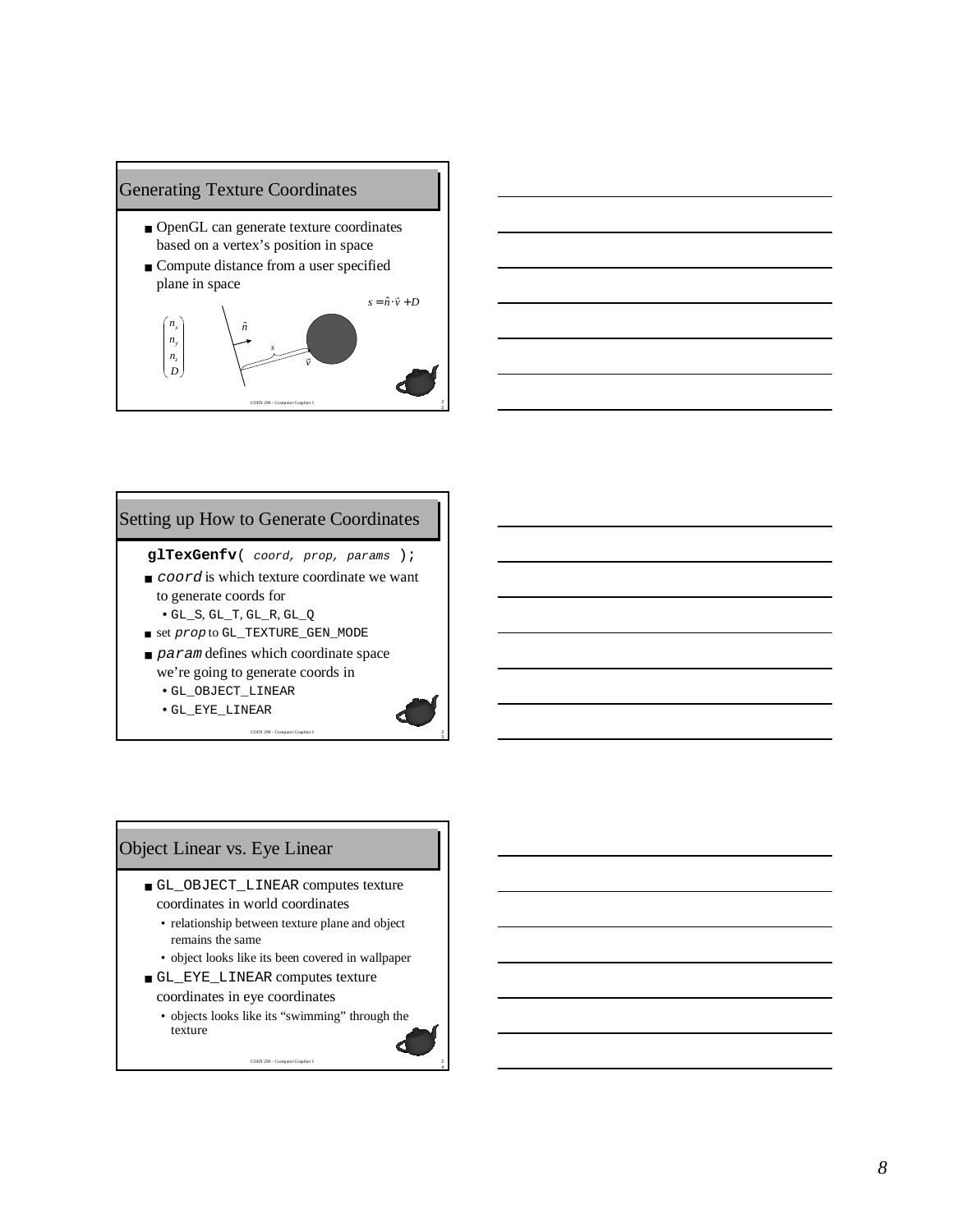## Generating Texture Coordinates

- OpenGL can generate texture coordinates based on a vertex's position in space
- Compute distance from a user specified plane in space

$$s = \hat{n} \cdot \vec{v} + D$$

$$\begin{pmatrix} n_x \\ n_y \\ n_z \\ D \end{pmatrix}$$

## Setting up How to Generate Coordinates

```
glTexGenfv( coord, prop, params );
```

- *coord* is which texture coordinate we want to generate coords for
  - GL_S, GL_T, GL_R, GL_Q
- set *prop* to GL_TEXTURE_GEN_MODE
- *param* defines which coordinate space we're going to generate coords in
  - GL_OBJECT_LINEAR
  - GL_EYE_LINEAR

## Object Linear vs. Eye Linear

- GL_OBJECT_LINEAR computes texture coordinates in world coordinates
  - relationship between texture plane and object remains the same
  - object looks like its been covered in wallpaper
- GL_EYE_LINEAR computes texture coordinates in eye coordinates
  - objects looks like its "swimming" through the texture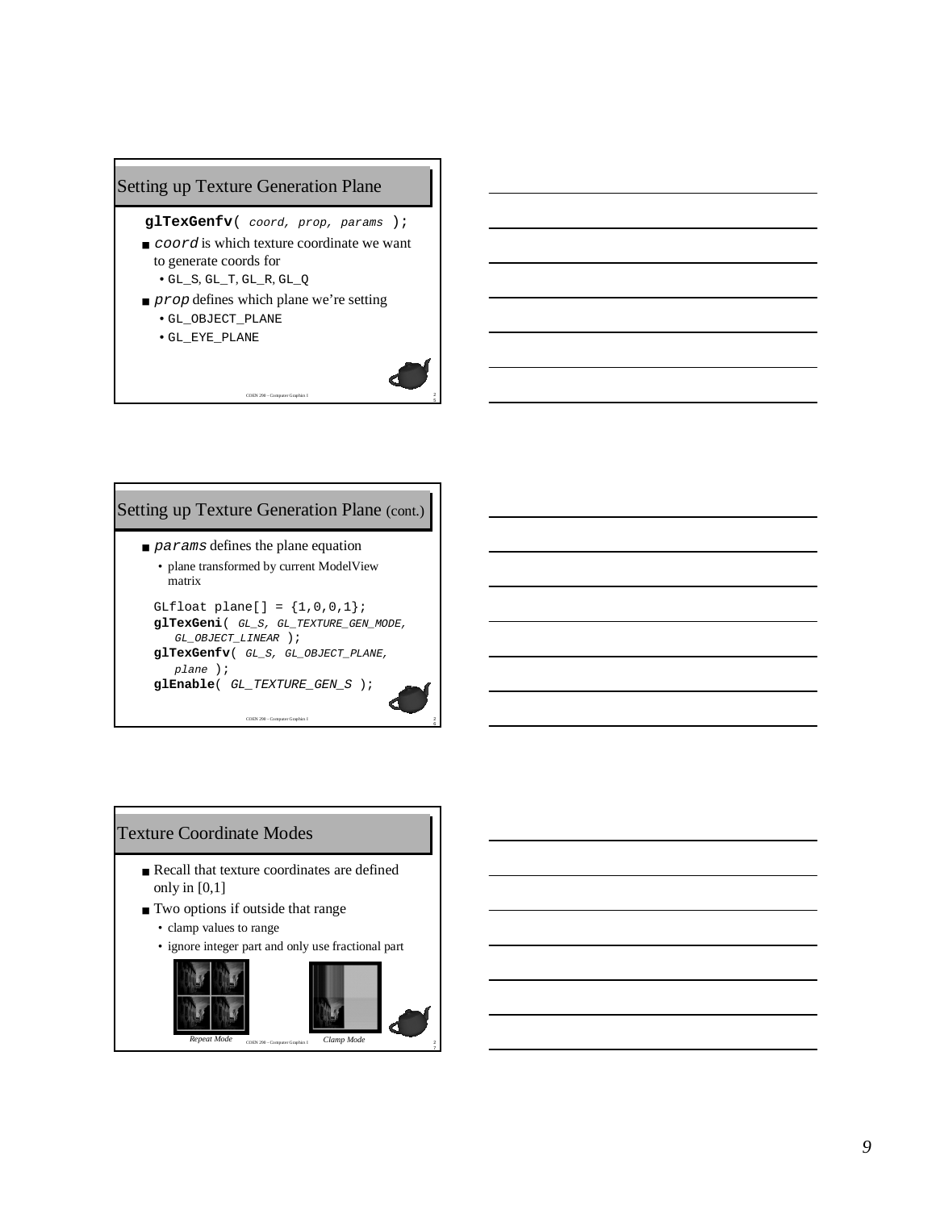## Setting up Texture Generation Plane

```
glTexGenfv( coord, prop, params );
```

- `coord` is which texture coordinate we want to generate coords for
  - `GL_S`, `GL_T`, `GL_R`, `GL_Q`
- `prop` defines which plane we're setting
  - `GL_OBJECT_PLANE`
  - `GL_EYE_PLANE`

## Setting up Texture Generation Plane (cont.)

- `params` defines the plane equation
  - plane transformed by current ModelView matrix

```
GLfloat plane[] = {1,0,0,1};
glTexGeni( GL_S, GL_TEXTURE_GEN_MODE,
   GL_OBJECT_LINEAR );
glTexGenfv( GL_S, GL_OBJECT_PLANE,
   plane );
glEnable( GL_TEXTURE_GEN_S );
```

## Texture Coordinate Modes

- Recall that texture coordinates are defined only in [0,1]
- Two options if outside that range
  - clamp values to range
  - ignore integer part and only use fractional part

*Repeat Mode*

*Clamp Mode*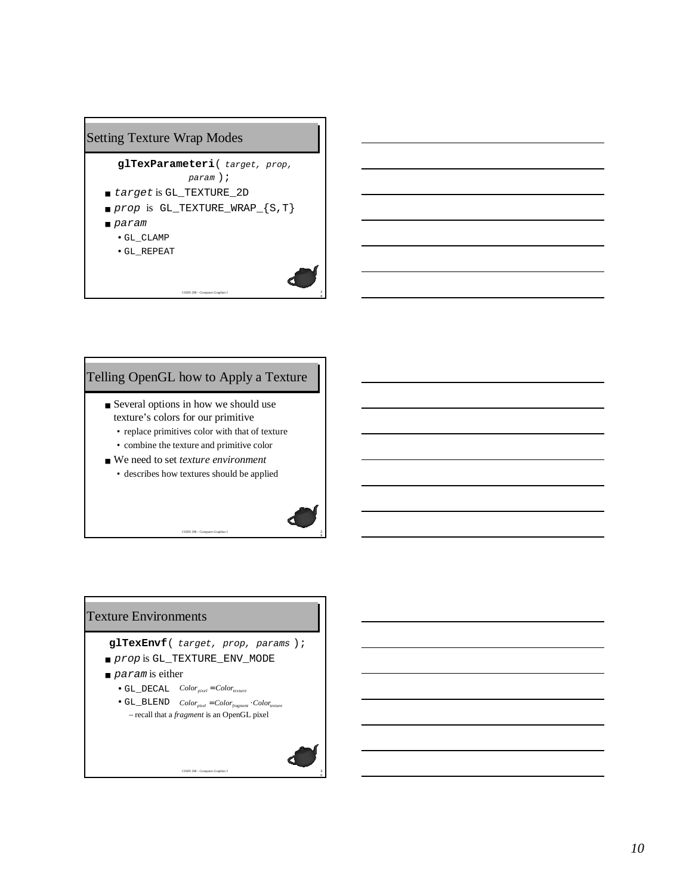## Setting Texture Wrap Modes

**glTexParameteri**( *target, prop, param* );

- *target* is GL_TEXTURE_2D
- *prop* is GL_TEXTURE_WRAP_{S,T}
- *param*
  - GL_CLAMP
  - GL_REPEAT

## Telling OpenGL how to Apply a Texture

- Several options in how we should use texture's colors for our primitive
  - replace primitives color with that of texture
  - combine the texture and primitive color
- We need to set *texture environment*
  - describes how textures should be applied

## Texture Environments

**glTexEnvf**( *target, prop, params* );

- *prop* is GL_TEXTURE_ENV_MODE
- *param* is either
  - GL_DECAL $Color_{pixel} = Color_{texture}$
  - GL_BLEND $Color_{pixel} = Color_{fragment} \cdot Color_{texture}$
    - recall that a *fragment* is an OpenGL pixel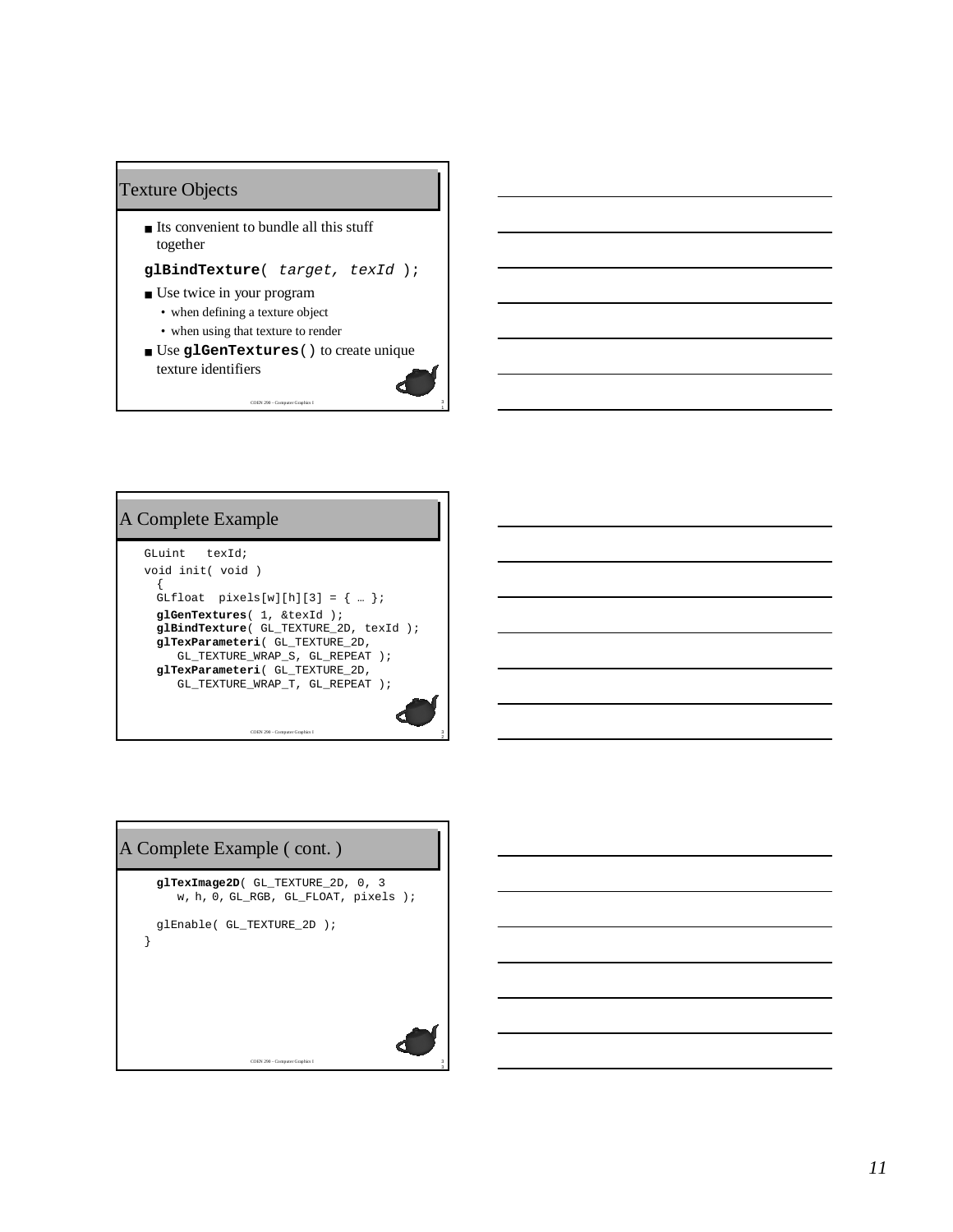## Texture Objects

- Its convenient to bundle all this stuff together

```
glBindTexture( target, texId );
```

- Use twice in your program
  - when defining a texture object
  - when using that texture to render
- Use `glGenTextures()` to create unique texture identifiers

## A Complete Example

```
GLuint   texId;
void init( void )
  {
  GLfloat  pixels[w][h][3] = { … };
  glGenTextures( 1, &texId );
  glBindTexture( GL_TEXTURE_2D, texId );
  glTexParameteri( GL_TEXTURE_2D,
     GL_TEXTURE_WRAP_S, GL_REPEAT );
  glTexParameteri( GL_TEXTURE_2D,
     GL_TEXTURE_WRAP_T, GL_REPEAT );
```

## A Complete Example ( cont. )

```
  glTexImage2D( GL_TEXTURE_2D, 0, 3
     w, h, 0, GL_RGB, GL_FLOAT, pixels );

  glEnable( GL_TEXTURE_2D );
}
```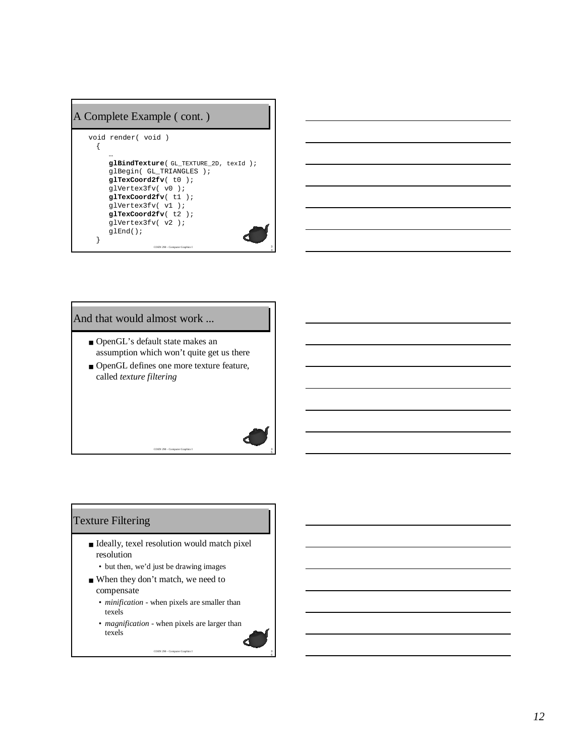## A Complete Example ( cont. )

```
void render( void )
  {
     …
     glBindTexture( GL_TEXTURE_2D, texId );
     glBegin( GL_TRIANGLES );
     glTexCoord2fv( t0 );
     glVertex3fv( v0 );
     glTexCoord2fv( t1 );
     glVertex3fv( v1 );
     glTexCoord2fv( t2 );
     glVertex3fv( v2 );
     glEnd();
  }
```

## And that would almost work ...

- OpenGL's default state makes an assumption which won't quite get us there
- OpenGL defines one more texture feature, called *texture filtering*

## Texture Filtering

- Ideally, texel resolution would match pixel resolution
  - but then, we'd just be drawing images
- When they don't match, we need to compensate
  - *minification* - when pixels are smaller than texels
  - *magnification* - when pixels are larger than texels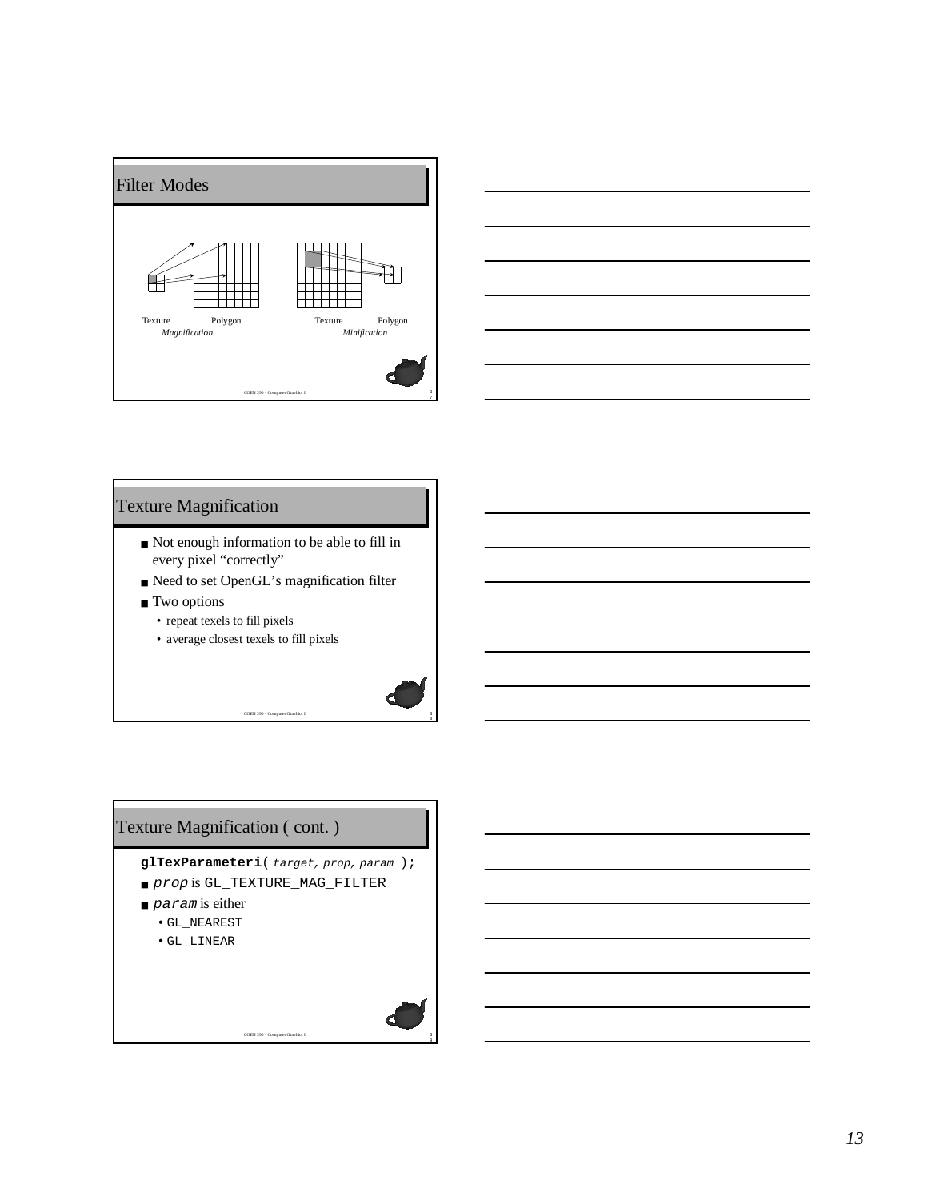## Filter Modes

Texture Polygon
*Magnification*

Texture Polygon
*Minification*

## Texture Magnification

- Not enough information to be able to fill in every pixel “correctly”
- Need to set OpenGL’s magnification filter
- Two options
  - repeat texels to fill pixels
  - average closest texels to fill pixels

## Texture Magnification ( cont. )

**glTexParameteri**( *target, prop, param* );

- *prop* is `GL_TEXTURE_MAG_FILTER`
- *param* is either
  - `GL_NEAREST`
  - `GL_LINEAR`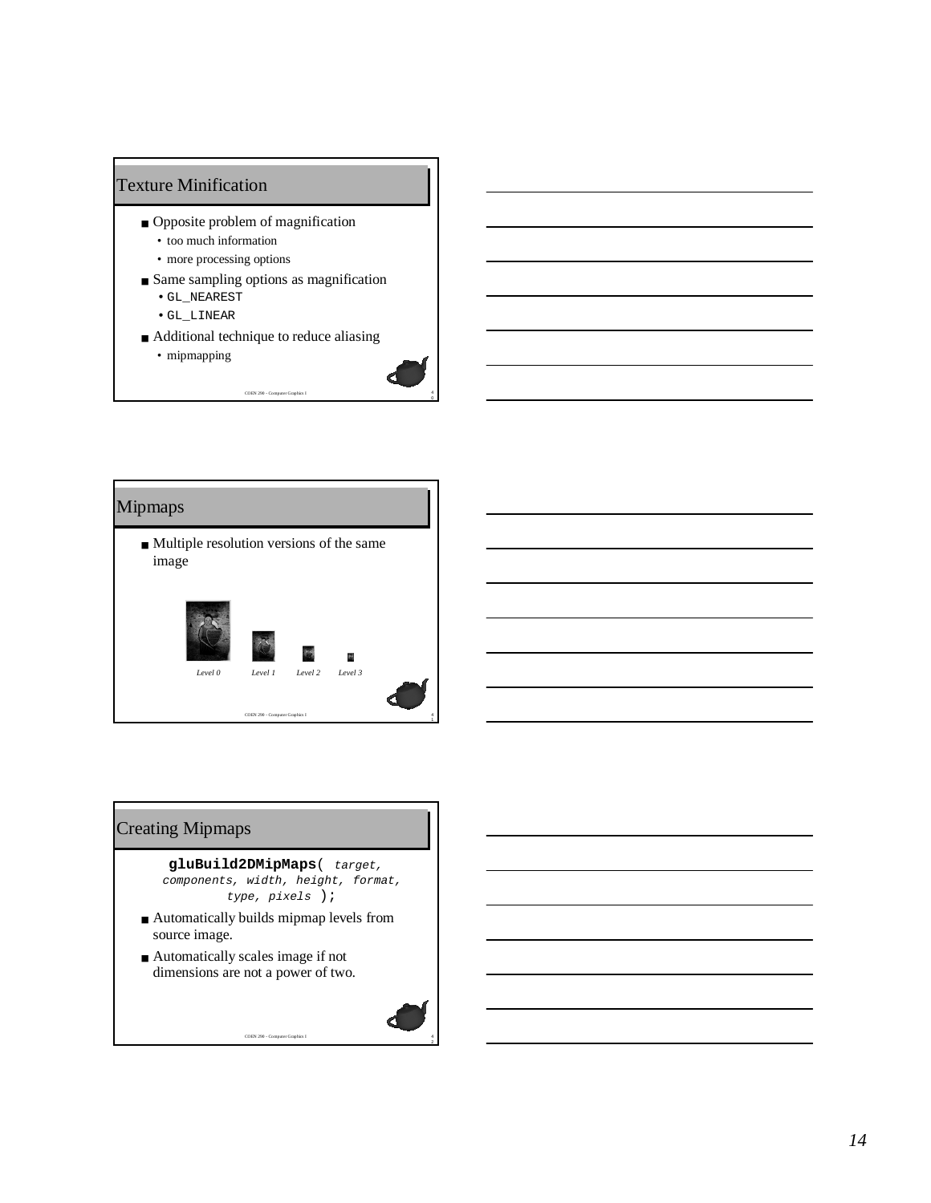## Texture Minification

- Opposite problem of magnification
  - too much information
  - more processing options
- Same sampling options as magnification
  - `GL_NEAREST`
  - `GL_LINEAR`
- Additional technique to reduce aliasing
  - mipmapping

## Mipmaps

- Multiple resolution versions of the same image

*Level 0* *Level 1* *Level 2* *Level 3*

## Creating Mipmaps

```
gluBuild2DMipMaps( target,
  components, width, height, format,
  type, pixels );
```

- Automatically builds mipmap levels from source image.
- Automatically scales image if not dimensions are not a power of two.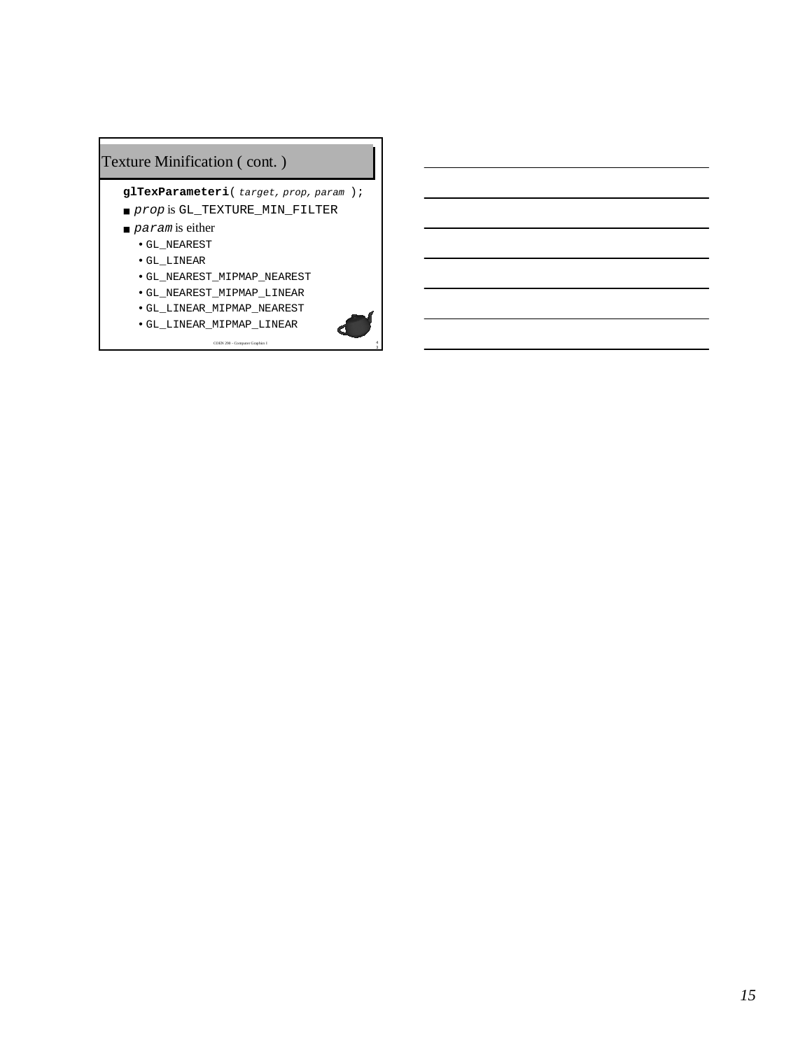## Texture Minification ( cont. )

```
glTexParameteri( target, prop, param );
```

- *prop* is GL_TEXTURE_MIN_FILTER
- *param* is either
  - GL_NEAREST
  - GL_LINEAR
  - GL_NEAREST_MIPMAP_NEAREST
  - GL_NEAREST_MIPMAP_LINEAR
  - GL_LINEAR_MIPMAP_NEAREST
  - GL_LINEAR_MIPMAP_LINEAR

COEN 290 - Computer Graphics I